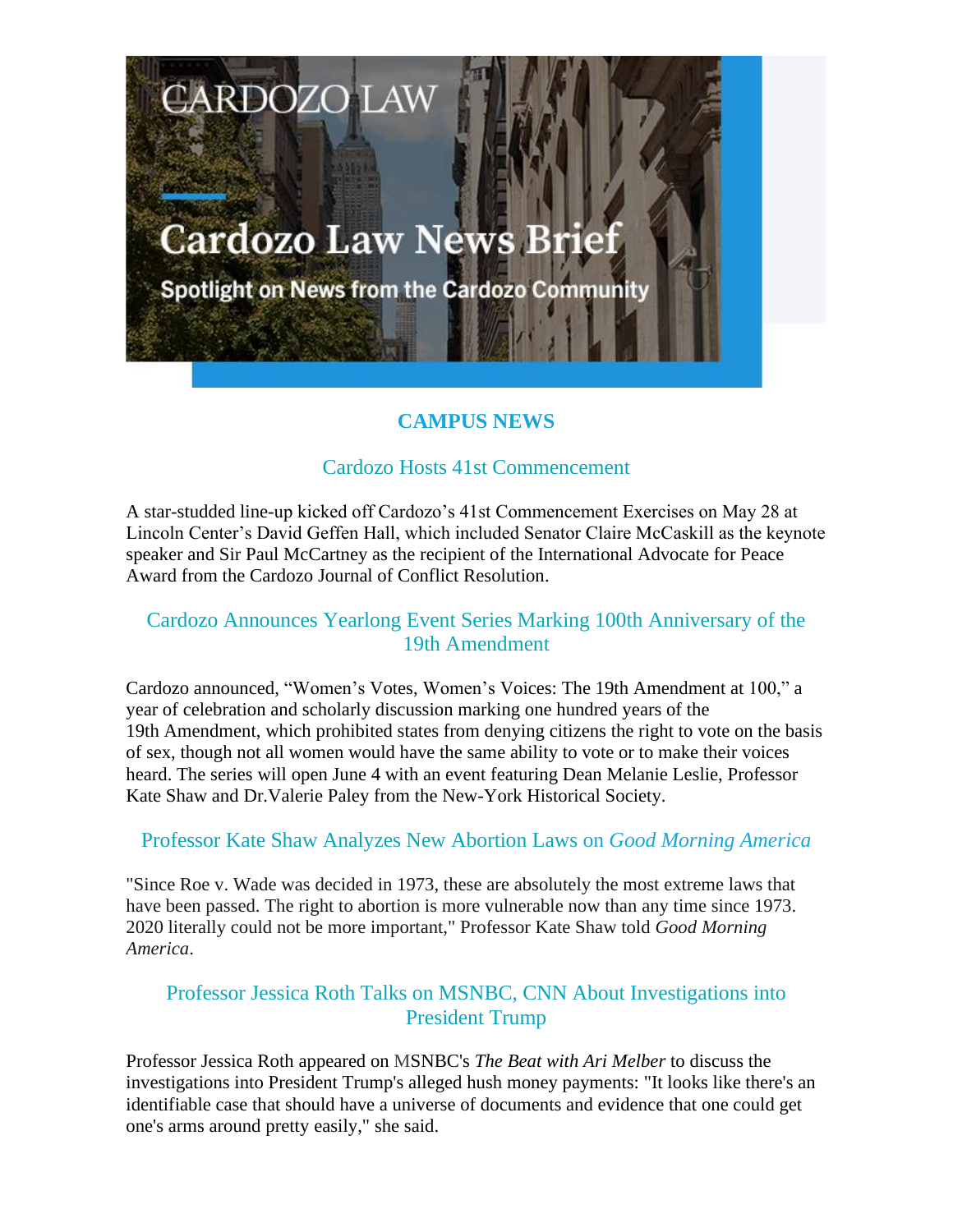# Cardozo Law News Brief

Spotlight on News from the Cardozo Community

## CAMPUS NEWS

### Cardozo Hosts 41st Commencement

A star-studded line-up kicked off Cardozo's 41st Commencement Exercises on May 28 at Lincoln Center's David Geffen Hall, which included Senator Claire McCaskill as the keynote speaker and Sir Paul McCartney as the recipient of the International Advocate for Peace Award from the Cardozo Journal of Conflict Resolution.

### Cardozo Announces Yearlong Event Series Marking 100th Anniversary of the 19th Amendment

Cardozo announced, "Women's Votes, Women's Voices: The 19th Amendment at 100," a year of celebration and scholarly discussion marking one hundred years of the 19th Amendment, which prohibited states from denying citizens the right to vote on the basis of sex, though not all women would have the same ability to vote or to make their voices heard. The series will open June 4 with an event featuring Dean Melanie Leslie, Professor Kate Shaw and Dr.Valerie Paley from the New-York Historical Society.

### Professor Kate Shaw Analyzes New Abortion Laws on *Good Morning America*

"Since Roe v. Wade was decided in 1973, these are absolutely the most extreme laws that have been passed. The right to abortion is more vulnerable now than any time since 1973. 2020 literally could not be more important," Professor Kate Shaw told *Good Morning America*.

### Professor Jessica Roth Talks on MSNBC, CNN About Investigations into President Trump

Professor Jessica Roth appeared on MSNBC's *The Beat with Ari Melber* to discuss the investigations into President Trump's alleged hush money payments: "It looks like there's an identifiable case that should have a universe of documents and evidence that one could get one's arms around pretty easily," she said.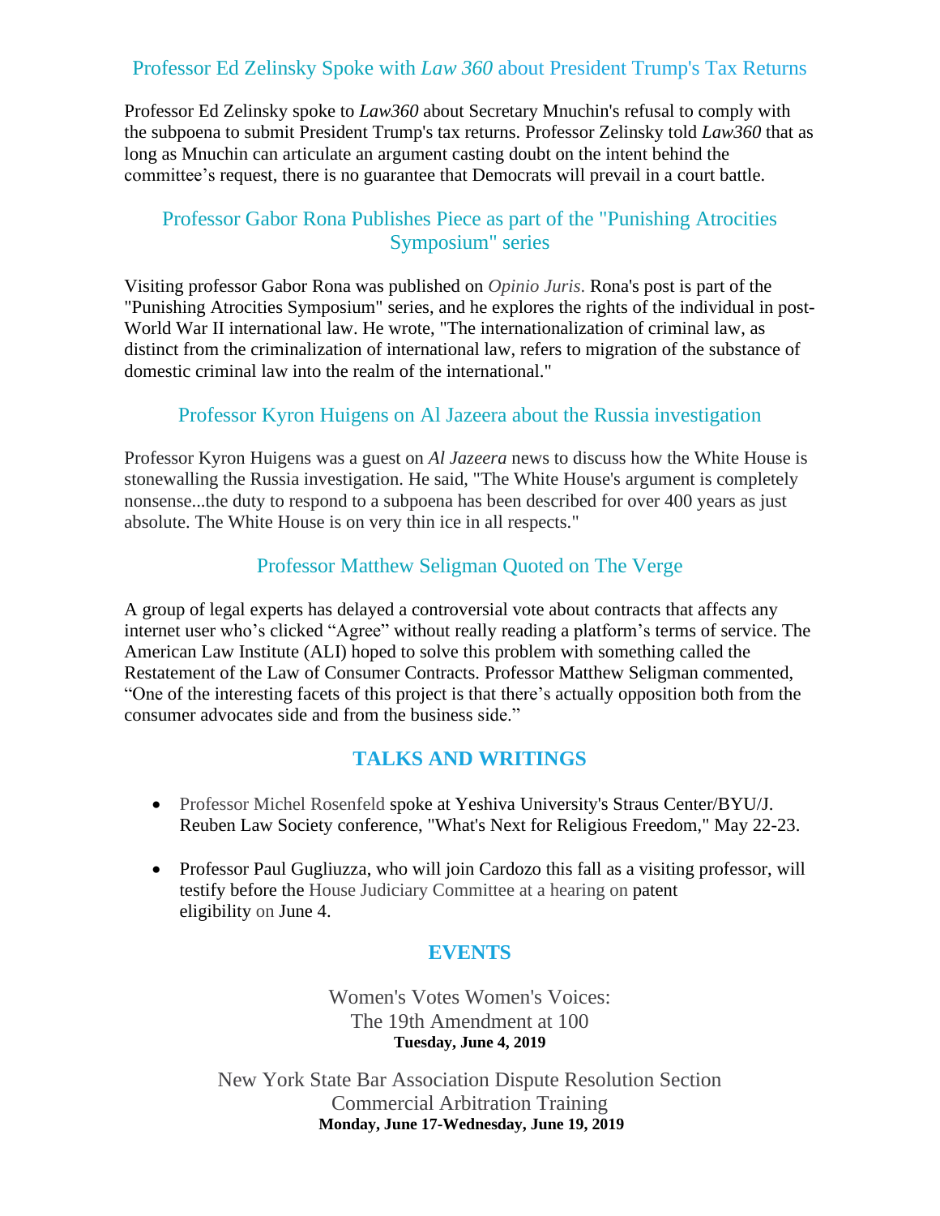### Professor Ed Zelinsky Spoke with *Law 360* about President Trump's Tax Returns

Professor Ed Zelinsky spoke to *Law360* about Secretary Mnuchin's refusal to comply with the subpoena to submit President Trump's tax returns. Professor Zelinsky told *Law360* that as long as Mnuchin can articulate an argument casting doubt on the intent behind the committee's request, there is no guarantee that Democrats will prevail in a court battle.

### Professor Gabor Rona Publishes Piece as part of the "Punishing Atrocities Symposium" series

Visiting professor Gabor Rona was published on *Opinio Juris*. Rona's post is part of the "Punishing Atrocities Symposium" series, and he explores the rights of the individual in post-World War II international law. He wrote, "The internationalization of criminal law, as distinct from the criminalization of international law, refers to migration of the substance of domestic criminal law into the realm of the international."

### Professor Kyron Huigens on Al Jazeera about the Russia investigation

Professor Kyron Huigens was a guest on *Al Jazeera* news to discuss how the White House is stonewalling the Russia investigation. He said, "The White House's argument is completely nonsense...the duty to respond to a subpoena has been described for over 400 years as just absolute. The White House is on very thin ice in all respects."

### Professor Matthew Seligman Quoted on The Verge

A group of legal experts has delayed a controversial vote about contracts that affects any internet user who's clicked "Agree" without really reading a platform's terms of service. The American Law Institute (ALI) hoped to solve this problem with something called the Restatement of the Law of Consumer Contracts. Professor Matthew Seligman commented, "One of the interesting facets of this project is that there's actually opposition both from the consumer advocates side and from the business side."

## TALKS AND WRITINGS

- Professor Michel Rosenfeld spoke at Yeshiva University's Straus Center/BYU/J. Reuben Law Society conference, "What's Next for Religious Freedom," May 22-23.
- Professor Paul Gugliuzza, who will join Cardozo this fall as a visiting professor, will testify before the House Judiciary Committee at a hearing on patent eligibility on June 4.

## EVENTS

Women's Votes Women's Voices:
The 19th Amendment at 100
**Tuesday, June 4, 2019**

New York State Bar Association Dispute Resolution Section
Commercial Arbitration Training
**Monday, June 17-Wednesday, June 19, 2019**